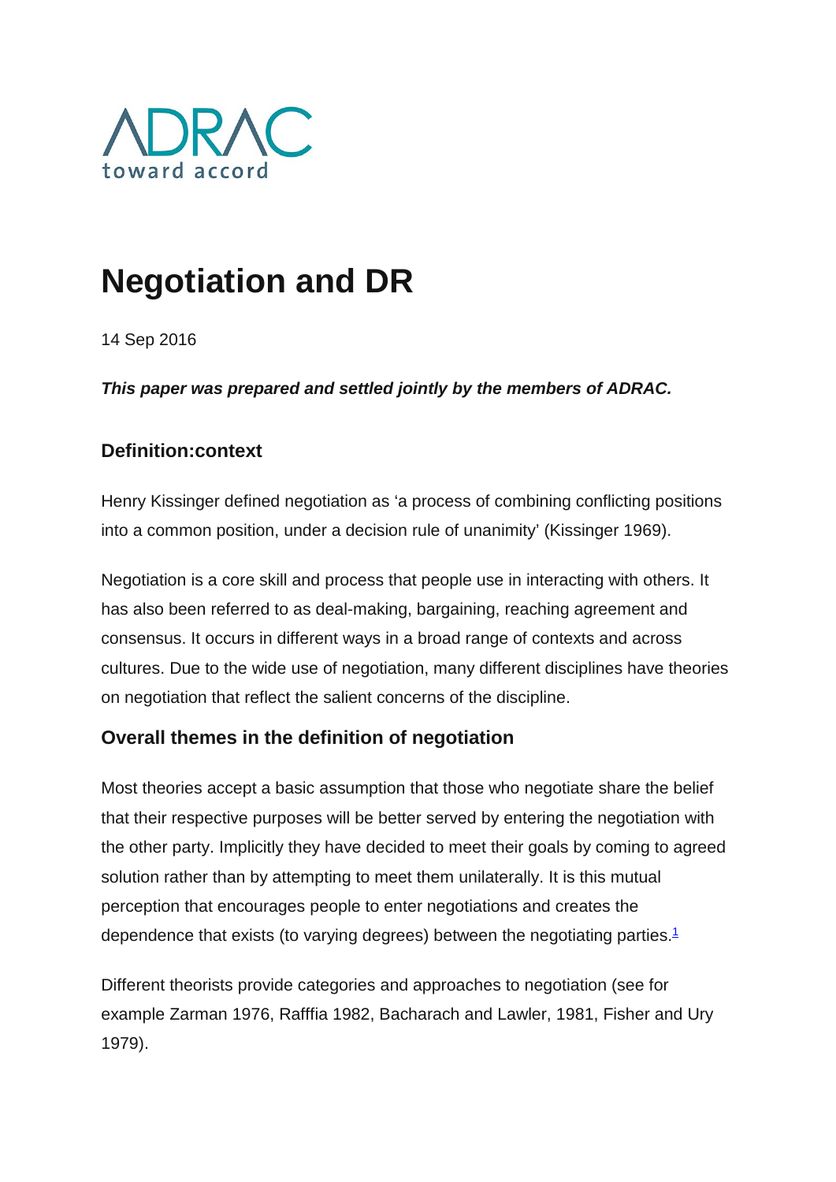ADRAC
toward accord

# Negotiation and DR

14 Sep 2016

***This paper was prepared and settled jointly by the members of ADRAC.***

### Definition:context

Henry Kissinger defined negotiation as 'a process of combining conflicting positions into a common position, under a decision rule of unanimity' (Kissinger 1969).

Negotiation is a core skill and process that people use in interacting with others. It has also been referred to as deal-making, bargaining, reaching agreement and consensus. It occurs in different ways in a broad range of contexts and across cultures. Due to the wide use of negotiation, many different disciplines have theories on negotiation that reflect the salient concerns of the discipline.

### Overall themes in the definition of negotiation

Most theories accept a basic assumption that those who negotiate share the belief that their respective purposes will be better served by entering the negotiation with the other party. Implicitly they have decided to meet their goals by coming to agreed solution rather than by attempting to meet them unilaterally. It is this mutual perception that encourages people to enter negotiations and creates the dependence that exists (to varying degrees) between the negotiating parties.[1]

Different theorists provide categories and approaches to negotiation (see for example Zarman 1976, Rafffia 1982, Bacharach and Lawler, 1981, Fisher and Ury 1979).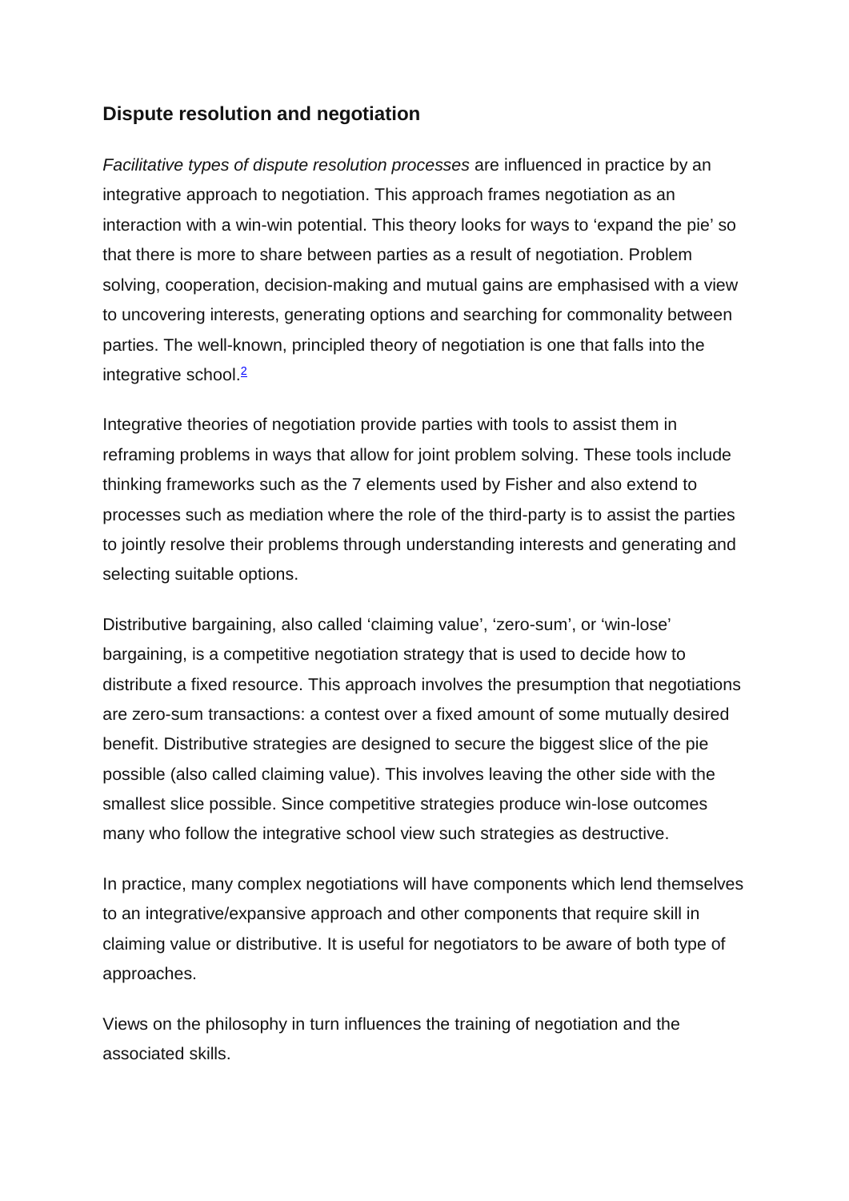## Dispute resolution and negotiation

*Facilitative types of dispute resolution processes* are influenced in practice by an integrative approach to negotiation. This approach frames negotiation as an interaction with a win-win potential. This theory looks for ways to 'expand the pie' so that there is more to share between parties as a result of negotiation. Problem solving, cooperation, decision-making and mutual gains are emphasised with a view to uncovering interests, generating options and searching for commonality between parties. The well-known, principled theory of negotiation is one that falls into the integrative school.[2]

Integrative theories of negotiation provide parties with tools to assist them in reframing problems in ways that allow for joint problem solving. These tools include thinking frameworks such as the 7 elements used by Fisher and also extend to processes such as mediation where the role of the third-party is to assist the parties to jointly resolve their problems through understanding interests and generating and selecting suitable options.

Distributive bargaining, also called 'claiming value', 'zero-sum', or 'win-lose' bargaining, is a competitive negotiation strategy that is used to decide how to distribute a fixed resource. This approach involves the presumption that negotiations are zero-sum transactions: a contest over a fixed amount of some mutually desired benefit. Distributive strategies are designed to secure the biggest slice of the pie possible (also called claiming value). This involves leaving the other side with the smallest slice possible. Since competitive strategies produce win-lose outcomes many who follow the integrative school view such strategies as destructive.

In practice, many complex negotiations will have components which lend themselves to an integrative/expansive approach and other components that require skill in claiming value or distributive. It is useful for negotiators to be aware of both type of approaches.

Views on the philosophy in turn influences the training of negotiation and the associated skills.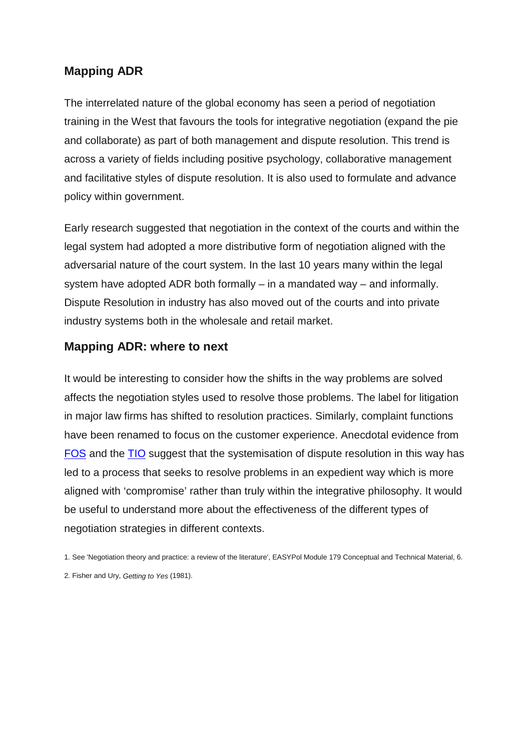## Mapping ADR

The interrelated nature of the global economy has seen a period of negotiation training in the West that favours the tools for integrative negotiation (expand the pie and collaborate) as part of both management and dispute resolution. This trend is across a variety of fields including positive psychology, collaborative management and facilitative styles of dispute resolution. It is also used to formulate and advance policy within government.

Early research suggested that negotiation in the context of the courts and within the legal system had adopted a more distributive form of negotiation aligned with the adversarial nature of the court system. In the last 10 years many within the legal system have adopted ADR both formally – in a mandated way – and informally. Dispute Resolution in industry has also moved out of the courts and into private industry systems both in the wholesale and retail market.

## Mapping ADR: where to next

It would be interesting to consider how the shifts in the way problems are solved affects the negotiation styles used to resolve those problems. The label for litigation in major law firms has shifted to resolution practices. Similarly, complaint functions have been renamed to focus on the customer experience. Anecdotal evidence from FOS and the TIO suggest that the systemisation of dispute resolution in this way has led to a process that seeks to resolve problems in an expedient way which is more aligned with 'compromise' rather than truly within the integrative philosophy. It would be useful to understand more about the effectiveness of the different types of negotiation strategies in different contexts.

1. See 'Negotiation theory and practice: a review of the literature', EASYPol Module 179 Conceptual and Technical Material, 6.

2. Fisher and Ury, *Getting to Yes* (1981).